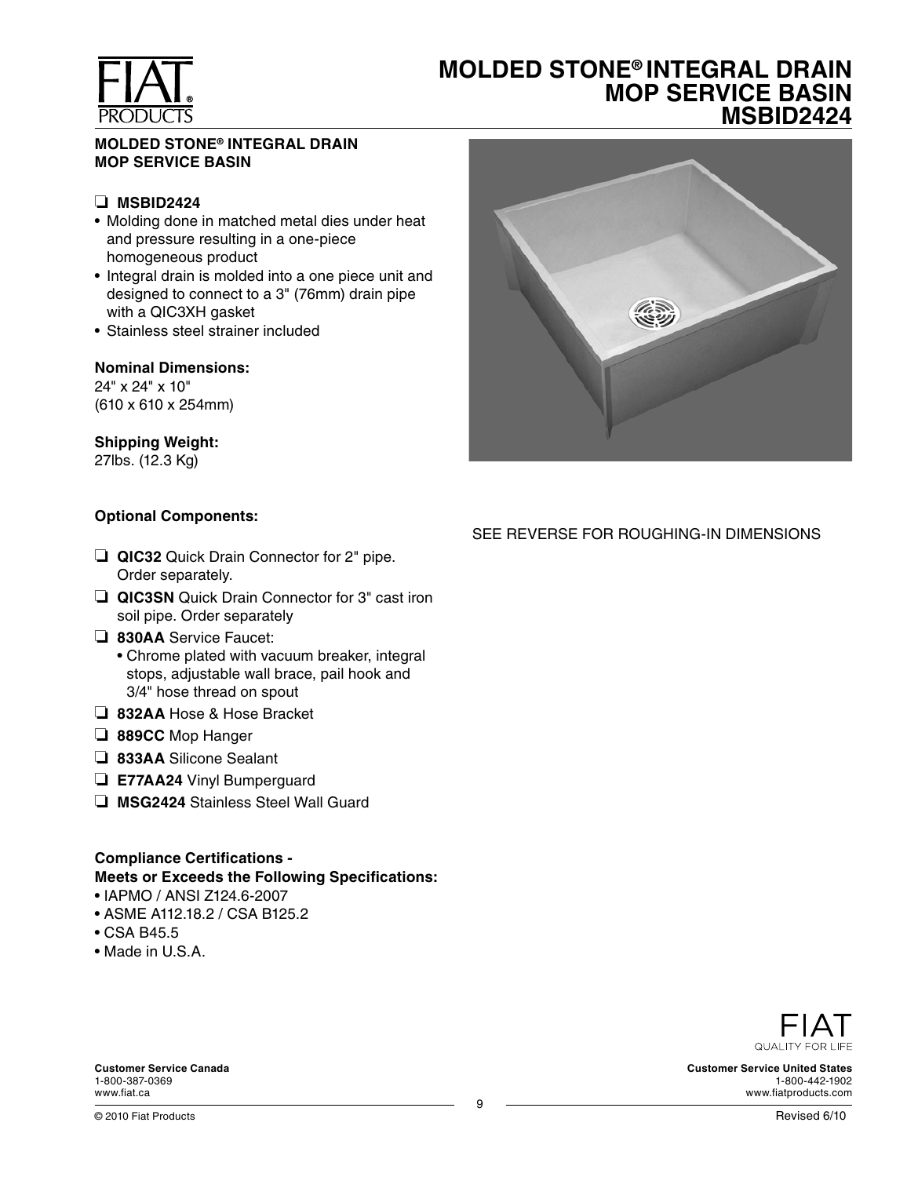# MOLDED STONE® INTEGRAL DRAIN MOP SERVICE BASIN MSBID2424

## MOLDED STONE® INTEGRAL DRAIN MOP SERVICE BASIN

❑ **MSBID2424**

- Molding done in matched metal dies under heat and pressure resulting in a one-piece homogeneous product
- Integral drain is molded into a one piece unit and designed to connect to a 3" (76mm) drain pipe with a QIC3XH gasket
- Stainless steel strainer included

**Nominal Dimensions:**
24" x 24" x 10"
(610 x 610 x 254mm)

**Shipping Weight:**
27lbs. (12.3 Kg)

**Optional Components:**

❑ **QIC32** Quick Drain Connector for 2" pipe. Order separately.

❑ **QIC3SN** Quick Drain Connector for 3" cast iron soil pipe. Order separately

❑ **830AA** Service Faucet:
- Chrome plated with vacuum breaker, integral stops, adjustable wall brace, pail hook and 3/4" hose thread on spout

❑ **832AA** Hose & Hose Bracket

❑ **889CC** Mop Hanger

❑ **833AA** Silicone Sealant

❑ **E77AA24** Vinyl Bumperguard

❑ **MSG2424** Stainless Steel Wall Guard

**Compliance Certifications - Meets or Exceeds the Following Specifications:**
- IAPMO / ANSI Z124.6-2007
- ASME A112.18.2 / CSA B125.2
- CSA B45.5
- Made in U.S.A.

SEE REVERSE FOR ROUGHING-IN DIMENSIONS

FIAT
QUALITY FOR LIFE

**Customer Service Canada**
1-800-387-0369
www.fiat.ca

**Customer Service United States**
1-800-442-1902
www.fiatproducts.com

© 2010 Fiat Products

Revised 6/10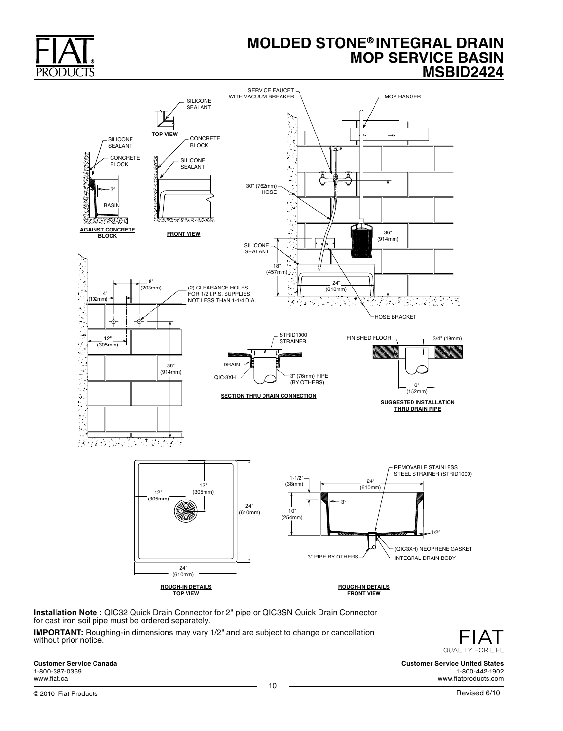# MOLDED STONE® INTEGRAL DRAIN MOP SERVICE BASIN MSBID2424

SERVICE FAUCET WITH VACUUM BREAKER

MOP HANGER

SILICONE SEALANT

TOP VIEW

CONCRETE BLOCK

SILICONE SEALANT

CONCRETE BLOCK

SILICONE SEALANT

3°

BASIN

AGAINST CONCRETE BLOCK

FRONT VIEW

30" (762mm) HOSE

36" (914mm)

SILICONE SEALANT

18" (457mm)

24" (610mm)

HOSE BRACKET

8" (203mm)

4" (102mm)

(2) CLEARANCE HOLES FOR 1/2 I.P.S. SUPPLIES NOT LESS THAN 1-1/4 DIA.

12" (305mm)

36" (914mm)

STRID1000 STRAINER

DRAIN

QIC-3XH

3" (76mm) PIPE (BY OTHERS)

SECTION THRU DRAIN CONNECTION

FINISHED FLOOR

3/4" (19mm)

6" (152mm)

SUGGESTED INSTALLATION THRU DRAIN PIPE

12" (305mm)

12" (305mm)

24" (610mm)

24" (610mm)

ROUGH-IN DETAILS TOP VIEW

REMOVABLE STAINLESS STEEL STRAINER (STRID1000)

1-1/2" (38mm)

24" (610mm)

3°

10" (254mm)

1/2°

(QIC3XH) NEOPRENE GASKET

3" PIPE BY OTHERS

INTEGRAL DRAIN BODY

ROUGH-IN DETAILS FRONT VIEW

**Installation Note :** QIC32 Quick Drain Connector for 2" pipe or QIC3SN Quick Drain Connector for cast iron soil pipe must be ordered separately.

**IMPORTANT:** Roughing-in dimensions may vary 1/2" and are subject to change or cancellation without prior notice.

FIAT QUALITY FOR LIFE

**Customer Service Canada**
1-800-387-0369
www.fiat.ca

**Customer Service United States**
1-800-442-1902
www.fiatproducts.com

© 2010 Fiat Products

Revised 6/10